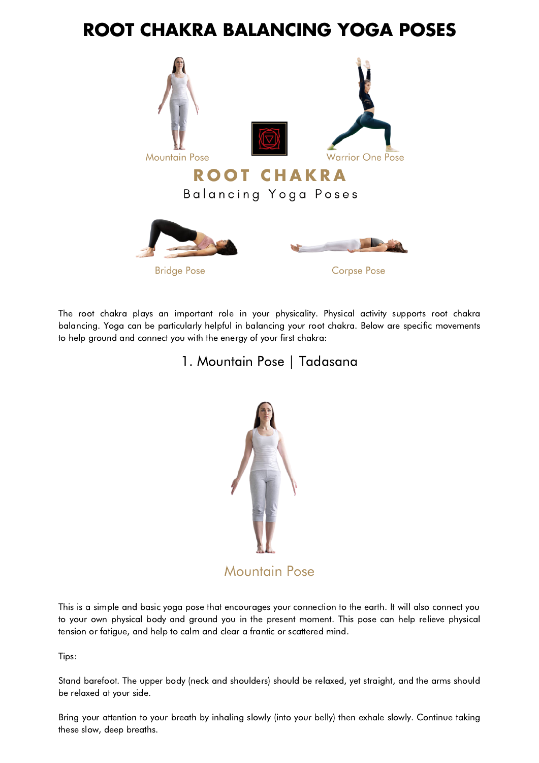# ROOT CHAKRA BALANCING YOGA POSES

Mountain Pose

Warrior One Pose

ROOT CHAKRA

Balancing Yoga Poses

Bridge Pose

Corpse Pose

The root chakra plays an important role in your physicality. Physical activity supports root chakra balancing. Yoga can be particularly helpful in balancing your root chakra. Below are specific movements to help ground and connect you with the energy of your first chakra:

## 1. Mountain Pose | Tadasana

Mountain Pose

This is a simple and basic yoga pose that encourages your connection to the earth. It will also connect you to your own physical body and ground you in the present moment. This pose can help relieve physical tension or fatigue, and help to calm and clear a frantic or scattered mind.

Tips:

Stand barefoot. The upper body (neck and shoulders) should be relaxed, yet straight, and the arms should be relaxed at your side.

Bring your attention to your breath by inhaling slowly (into your belly) then exhale slowly. Continue taking these slow, deep breaths.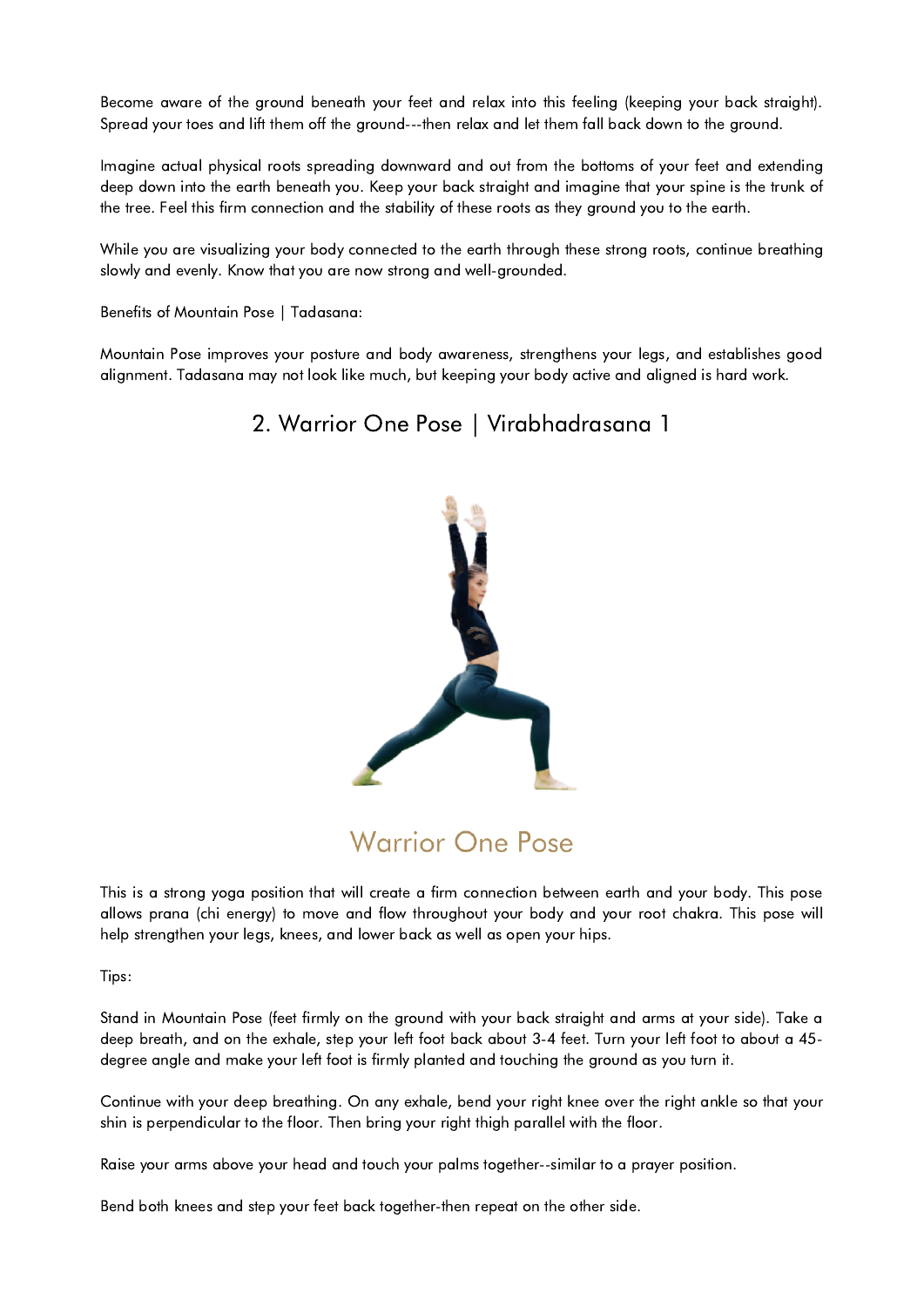Become aware of the ground beneath your feet and relax into this feeling (keeping your back straight). Spread your toes and lift them off the ground---then relax and let them fall back down to the ground.

Imagine actual physical roots spreading downward and out from the bottoms of your feet and extending deep down into the earth beneath you. Keep your back straight and imagine that your spine is the trunk of the tree. Feel this firm connection and the stability of these roots as they ground you to the earth.

While you are visualizing your body connected to the earth through these strong roots, continue breathing slowly and evenly. Know that you are now strong and well-grounded.

Benefits of Mountain Pose | Tadasana:

Mountain Pose improves your posture and body awareness, strengthens your legs, and establishes good alignment. Tadasana may not look like much, but keeping your body active and aligned is hard work.

## 2. Warrior One Pose | Virabhadrasana 1

Warrior One Pose

This is a strong yoga position that will create a firm connection between earth and your body. This pose allows prana (chi energy) to move and flow throughout your body and your root chakra. This pose will help strengthen your legs, knees, and lower back as well as open your hips.

Tips:

Stand in Mountain Pose (feet firmly on the ground with your back straight and arms at your side). Take a deep breath, and on the exhale, step your left foot back about 3-4 feet. Turn your left foot to about a 45-degree angle and make your left foot is firmly planted and touching the ground as you turn it.

Continue with your deep breathing. On any exhale, bend your right knee over the right ankle so that your shin is perpendicular to the floor. Then bring your right thigh parallel with the floor.

Raise your arms above your head and touch your palms together--similar to a prayer position.

Bend both knees and step your feet back together-then repeat on the other side.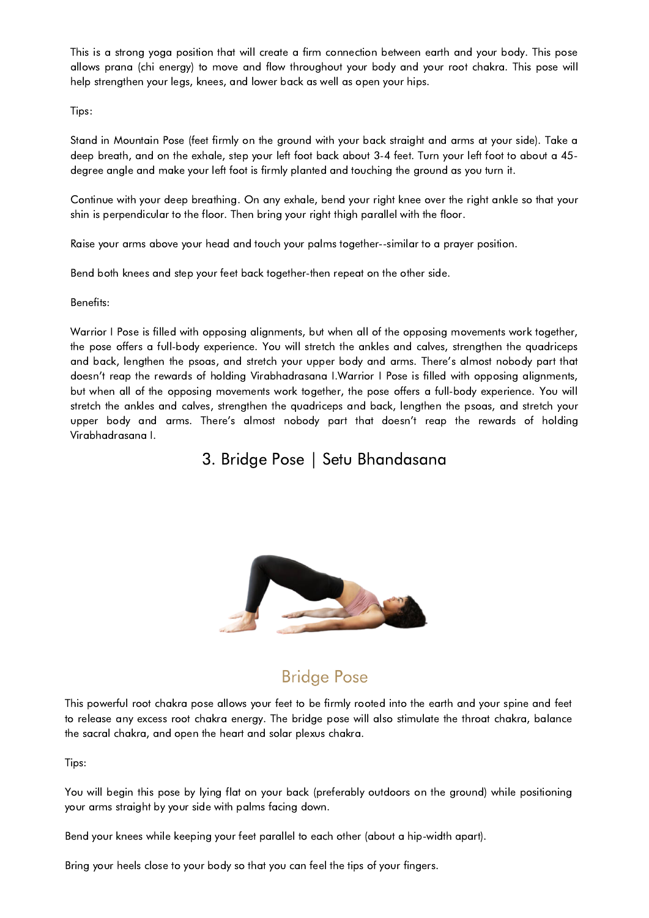This is a strong yoga position that will create a firm connection between earth and your body. This pose allows prana (chi energy) to move and flow throughout your body and your root chakra. This pose will help strengthen your legs, knees, and lower back as well as open your hips.

Tips:

Stand in Mountain Pose (feet firmly on the ground with your back straight and arms at your side). Take a deep breath, and on the exhale, step your left foot back about 3-4 feet. Turn your left foot to about a 45-degree angle and make your left foot is firmly planted and touching the ground as you turn it.

Continue with your deep breathing. On any exhale, bend your right knee over the right ankle so that your shin is perpendicular to the floor. Then bring your right thigh parallel with the floor.

Raise your arms above your head and touch your palms together--similar to a prayer position.

Bend both knees and step your feet back together-then repeat on the other side.

Benefits:

Warrior I Pose is filled with opposing alignments, but when all of the opposing movements work together, the pose offers a full-body experience. You will stretch the ankles and calves, strengthen the quadriceps and back, lengthen the psoas, and stretch your upper body and arms. There's almost nobody part that doesn't reap the rewards of holding Virabhadrasana I.Warrior I Pose is filled with opposing alignments, but when all of the opposing movements work together, the pose offers a full-body experience. You will stretch the ankles and calves, strengthen the quadriceps and back, lengthen the psoas, and stretch your upper body and arms. There's almost nobody part that doesn't reap the rewards of holding Virabhadrasana I.

## 3. Bridge Pose | Setu Bhandasana

Bridge Pose

This powerful root chakra pose allows your feet to be firmly rooted into the earth and your spine and feet to release any excess root chakra energy. The bridge pose will also stimulate the throat chakra, balance the sacral chakra, and open the heart and solar plexus chakra.

Tips:

You will begin this pose by lying flat on your back (preferably outdoors on the ground) while positioning your arms straight by your side with palms facing down.

Bend your knees while keeping your feet parallel to each other (about a hip-width apart).

Bring your heels close to your body so that you can feel the tips of your fingers.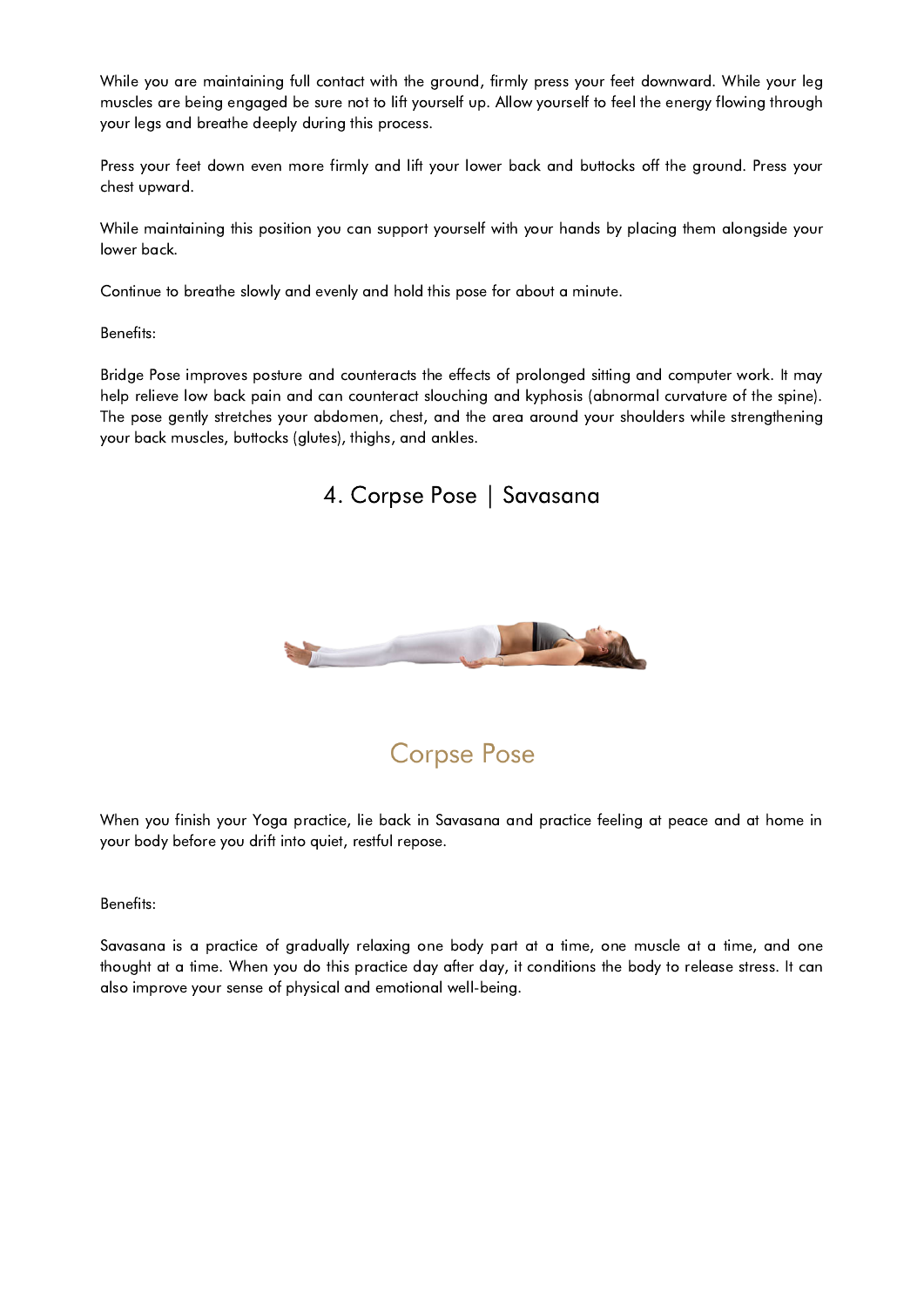While you are maintaining full contact with the ground, firmly press your feet downward. While your leg muscles are being engaged be sure not to lift yourself up. Allow yourself to feel the energy flowing through your legs and breathe deeply during this process.

Press your feet down even more firmly and lift your lower back and buttocks off the ground. Press your chest upward.

While maintaining this position you can support yourself with your hands by placing them alongside your lower back.

Continue to breathe slowly and evenly and hold this pose for about a minute.

Benefits:

Bridge Pose improves posture and counteracts the effects of prolonged sitting and computer work. It may help relieve low back pain and can counteract slouching and kyphosis (abnormal curvature of the spine). The pose gently stretches your abdomen, chest, and the area around your shoulders while strengthening your back muscles, buttocks (glutes), thighs, and ankles.

## 4. Corpse Pose | Savasana

Corpse Pose

When you finish your Yoga practice, lie back in Savasana and practice feeling at peace and at home in your body before you drift into quiet, restful repose.

Benefits:

Savasana is a practice of gradually relaxing one body part at a time, one muscle at a time, and one thought at a time. When you do this practice day after day, it conditions the body to release stress. It can also improve your sense of physical and emotional well-being.